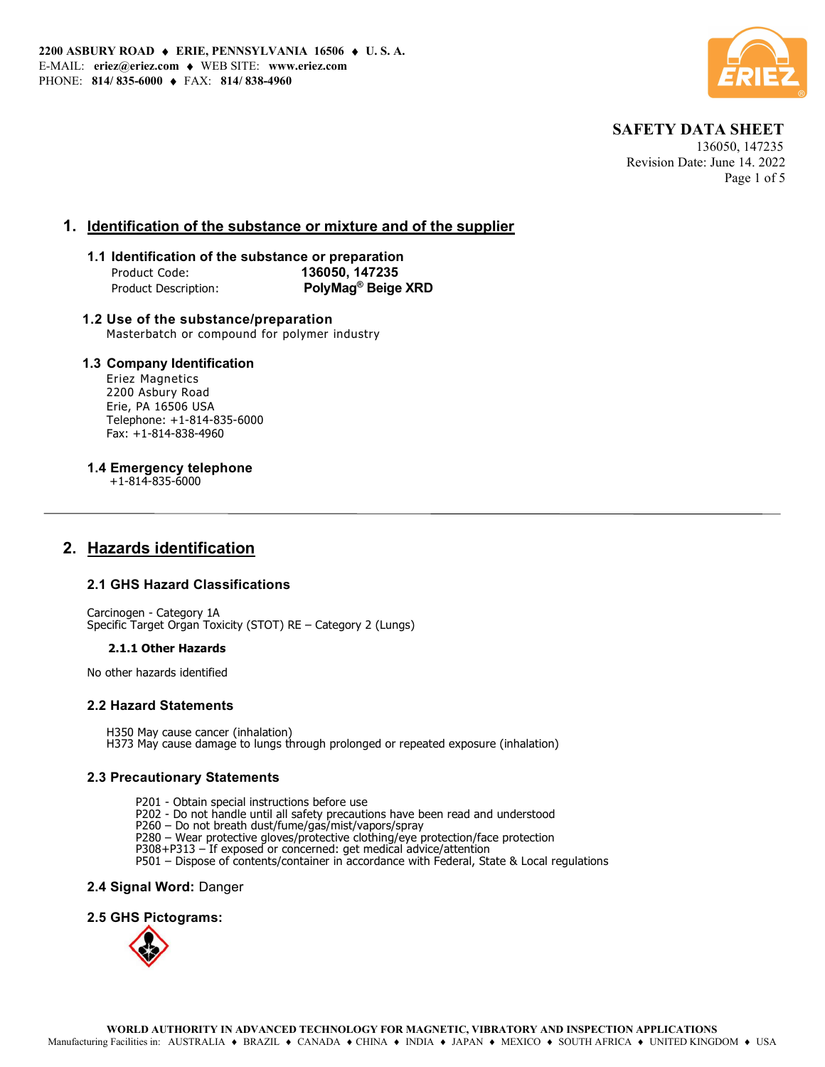2200 ASBURY ROAD ♦ ERIE, PENNSYLVANIA 16506 ♦ U. S. A.
E-MAIL: eriez@eriez.com ♦ WEB SITE: www.eriez.com
PHONE: 814/ 835-6000 ♦ FAX: 814/ 838-4960

**SAFETY DATA SHEET**
136050, 147235
Revision Date: June 14. 2022

## 1. Identification of the substance or mixture and of the supplier

### 1.1 Identification of the substance or preparation

Product Code: **136050, 147235**
Product Description: **PolyMag® Beige XRD**

### 1.2 Use of the substance/preparation

Masterbatch or compound for polymer industry

### 1.3 Company Identification

Eriez Magnetics
2200 Asbury Road
Erie, PA 16506 USA
Telephone: +1-814-835-6000
Fax: +1-814-838-4960

### 1.4 Emergency telephone

+1-814-835-6000

## 2. Hazards identification

### 2.1 GHS Hazard Classifications

Carcinogen - Category 1A
Specific Target Organ Toxicity (STOT) RE – Category 2 (Lungs)

#### 2.1.1 Other Hazards

No other hazards identified

### 2.2 Hazard Statements

H350 May cause cancer (inhalation)
H373 May cause damage to lungs through prolonged or repeated exposure (inhalation)

### 2.3 Precautionary Statements

P201 - Obtain special instructions before use
P202 - Do not handle until all safety precautions have been read and understood
P260 – Do not breath dust/fume/gas/mist/vapors/spray
P280 – Wear protective gloves/protective clothing/eye protection/face protection
P308+P313 – If exposed or concerned: get medical advice/attention
P501 – Dispose of contents/container in accordance with Federal, State & Local regulations

### 2.4 Signal Word: Danger

### 2.5 GHS Pictograms:

WORLD AUTHORITY IN ADVANCED TECHNOLOGY FOR MAGNETIC, VIBRATORY AND INSPECTION APPLICATIONS
Manufacturing Facilities in: AUSTRALIA ♦ BRAZIL ♦ CANADA ♦ CHINA ♦ INDIA ♦ JAPAN ♦ MEXICO ♦ SOUTH AFRICA ♦ UNITED KINGDOM ♦ USA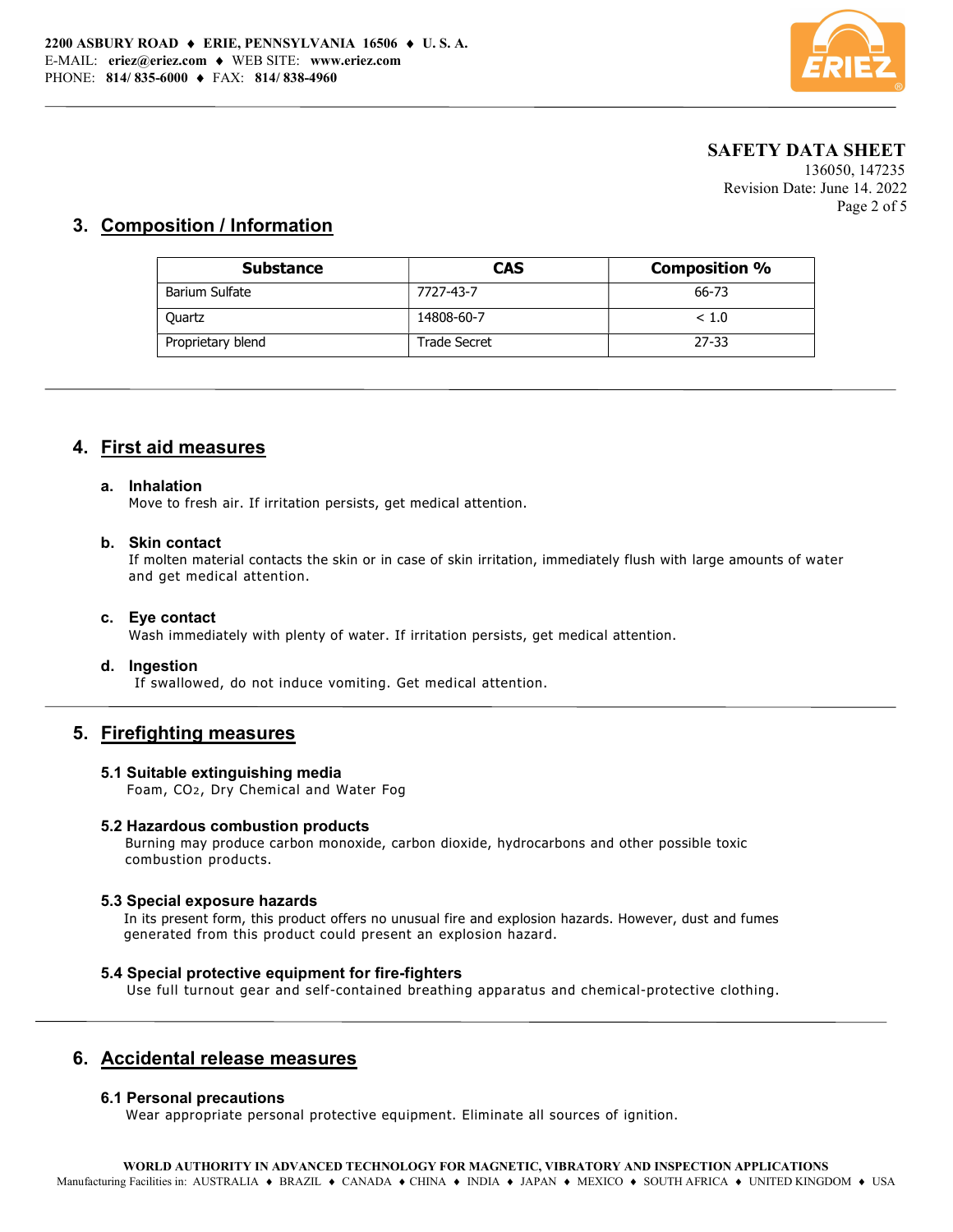## 3. Composition / Information

| Substance | CAS | Composition % |
|---|---|---|
| Barium Sulfate | 7727-43-7 | 66-73 |
| Quartz | 14808-60-7 | < 1.0 |
| Proprietary blend | Trade Secret | 27-33 |

## 4. First aid measures

### a. Inhalation

Move to fresh air. If irritation persists, get medical attention.

### b. Skin contact

If molten material contacts the skin or in case of skin irritation, immediately flush with large amounts of water and get medical attention.

### c. Eye contact

Wash immediately with plenty of water. If irritation persists, get medical attention.

### d. Ingestion

If swallowed, do not induce vomiting. Get medical attention.

## 5. Firefighting measures

### 5.1 Suitable extinguishing media

Foam, $CO_2$, Dry Chemical and Water Fog

### 5.2 Hazardous combustion products

Burning may produce carbon monoxide, carbon dioxide, hydrocarbons and other possible toxic combustion products.

### 5.3 Special exposure hazards

In its present form, this product offers no unusual fire and explosion hazards. However, dust and fumes generated from this product could present an explosion hazard.

### 5.4 Special protective equipment for fire-fighters

Use full turnout gear and self-contained breathing apparatus and chemical-protective clothing.

## 6. Accidental release measures

### 6.1 Personal precautions

Wear appropriate personal protective equipment. Eliminate all sources of ignition.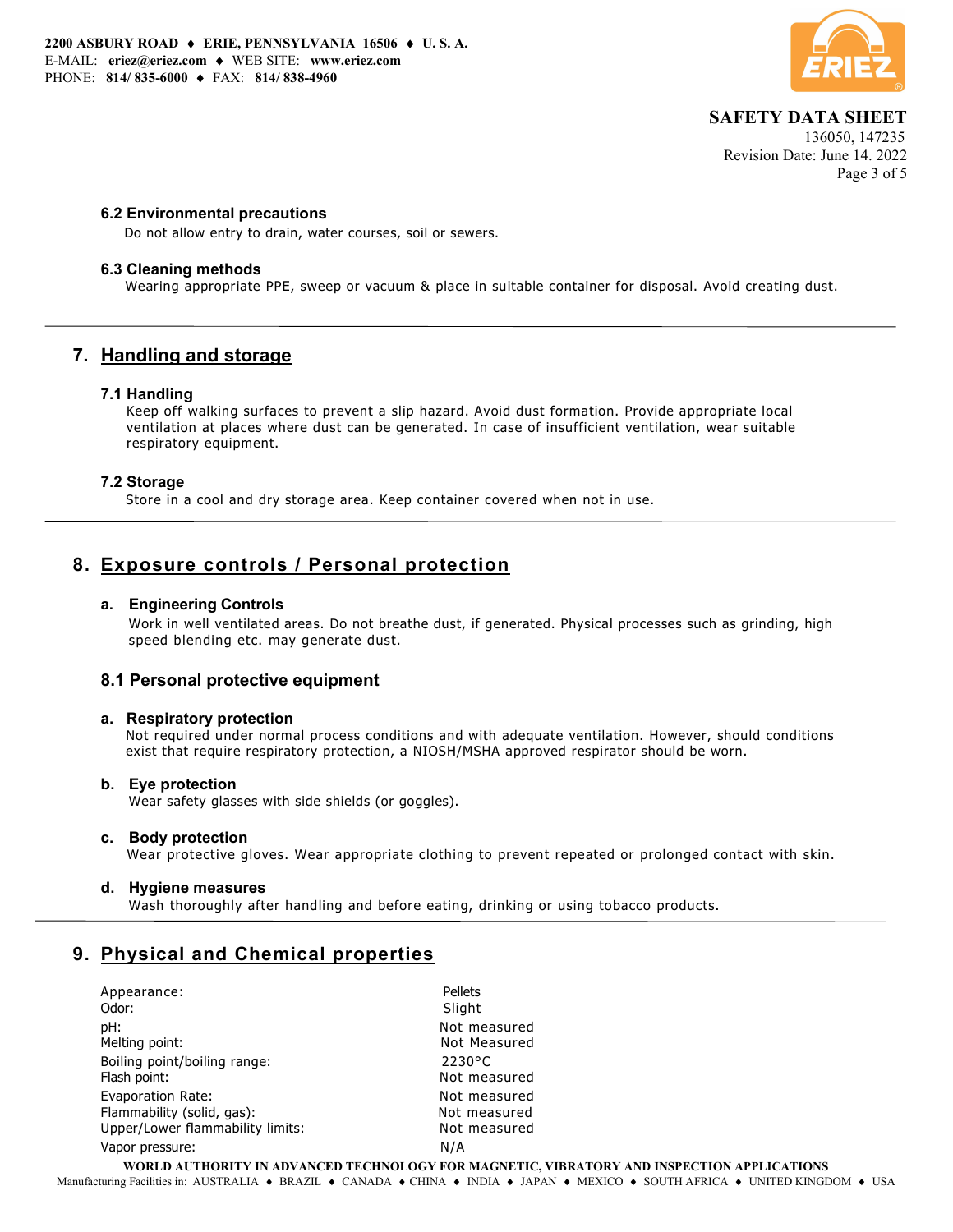### 6.2 Environmental precautions

Do not allow entry to drain, water courses, soil or sewers.

### 6.3 Cleaning methods

Wearing appropriate PPE, sweep or vacuum & place in suitable container for disposal. Avoid creating dust.

## 7. Handling and storage

### 7.1 Handling

Keep off walking surfaces to prevent a slip hazard. Avoid dust formation. Provide appropriate local ventilation at places where dust can be generated. In case of insufficient ventilation, wear suitable respiratory equipment.

### 7.2 Storage

Store in a cool and dry storage area. Keep container covered when not in use.

## 8. Exposure controls / Personal protection

### a. Engineering Controls

Work in well ventilated areas. Do not breathe dust, if generated. Physical processes such as grinding, high speed blending etc. may generate dust.

### 8.1 Personal protective equipment

#### a. Respiratory protection

Not required under normal process conditions and with adequate ventilation. However, should conditions exist that require respiratory protection, a NIOSH/MSHA approved respirator should be worn.

#### b. Eye protection

Wear safety glasses with side shields (or goggles).

#### c. Body protection

Wear protective gloves. Wear appropriate clothing to prevent repeated or prolonged contact with skin.

#### d. Hygiene measures

Wash thoroughly after handling and before eating, drinking or using tobacco products.

## 9. Physical and Chemical properties

| | |
|---|---|
| Appearance: | Pellets |
| Odor: | Slight |
| pH: | Not measured |
| Melting point: | Not Measured |
| Boiling point/boiling range: | 2230°C |
| Flash point: | Not measured |
| Evaporation Rate: | Not measured |
| Flammability (solid, gas): | Not measured |
| Upper/Lower flammability limits: | Not measured |
| Vapor pressure: | N/A |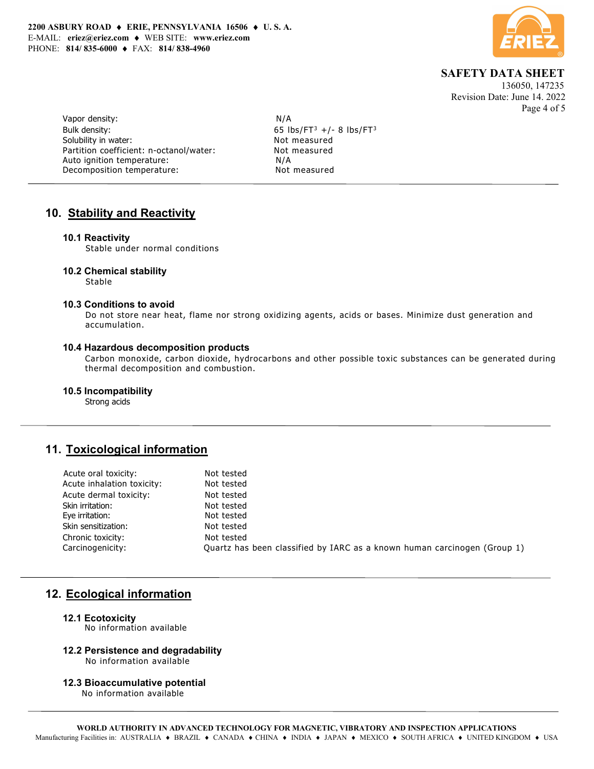| | |
|---|---|
| Vapor density: | N/A |
| Bulk density: | 65 lbs/FT$^3$ +/- 8 lbs/FT$^3$ |
| Solubility in water: | Not measured |
| Partition coefficient: n-octanol/water: | Not measured |
| Auto ignition temperature: | N/A |
| Decomposition temperature: | Not measured |

## 10. Stability and Reactivity

### 10.1 Reactivity

Stable under normal conditions

### 10.2 Chemical stability

Stable

### 10.3 Conditions to avoid

Do not store near heat, flame nor strong oxidizing agents, acids or bases. Minimize dust generation and accumulation.

### 10.4 Hazardous decomposition products

Carbon monoxide, carbon dioxide, hydrocarbons and other possible toxic substances can be generated during thermal decomposition and combustion.

### 10.5 Incompatibility

Strong acids

## 11. Toxicological information

| | |
|---|---|
| Acute oral toxicity: | Not tested |
| Acute inhalation toxicity: | Not tested |
| Acute dermal toxicity: | Not tested |
| Skin irritation: | Not tested |
| Eye irritation: | Not tested |
| Skin sensitization: | Not tested |
| Chronic toxicity: | Not tested |
| Carcinogenicity: | Quartz has been classified by IARC as a known human carcinogen (Group 1) |

## 12. Ecological information

### 12.1 Ecotoxicity

No information available

### 12.2 Persistence and degradability

No information available

### 12.3 Bioaccumulative potential

No information available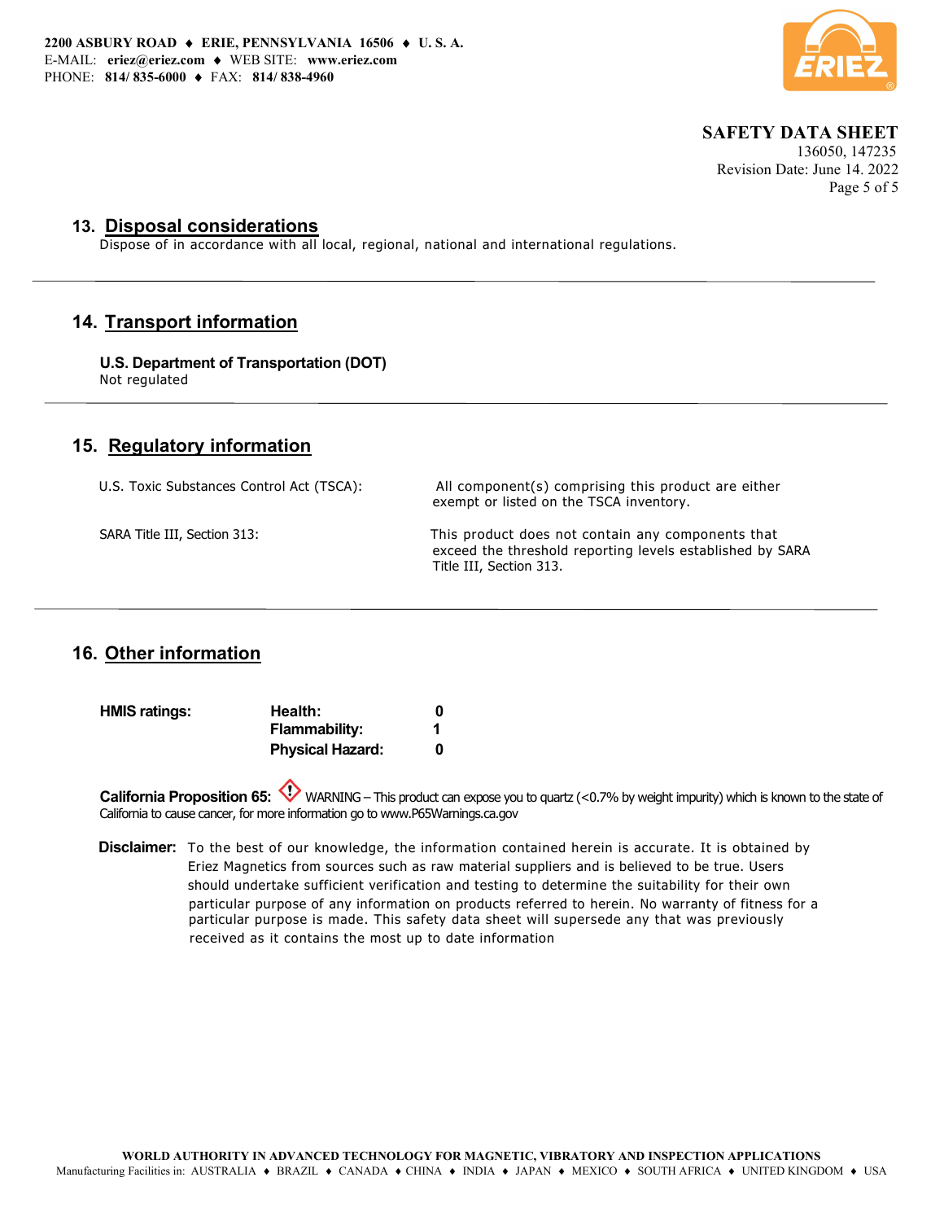## 13. Disposal considerations

Dispose of in accordance with all local, regional, national and international regulations.

## 14. Transport information

**U.S. Department of Transportation (DOT)**
Not regulated

## 15. Regulatory information

| | |
|---|---|
| U.S. Toxic Substances Control Act (TSCA): | All component(s) comprising this product are either exempt or listed on the TSCA inventory. |
| SARA Title III, Section 313: | This product does not contain any components that exceed the threshold reporting levels established by SARA Title III, Section 313. |

## 16. Other information

| | | |
|---|---|---|
| **HMIS ratings:** | **Health:** | **0** |
| | **Flammability:** | **1** |
| | **Physical Hazard:** | **0** |

**California Proposition 65:** WARNING – This product can expose you to quartz (<0.7% by weight impurity) which is known to the state of California to cause cancer, for more information go to www.P65Warnings.ca.gov

**Disclaimer:** To the best of our knowledge, the information contained herein is accurate. It is obtained by Eriez Magnetics from sources such as raw material suppliers and is believed to be true. Users should undertake sufficient verification and testing to determine the suitability for their own particular purpose of any information on products referred to herein. No warranty of fitness for a particular purpose is made. This safety data sheet will supersede any that was previously received as it contains the most up to date information